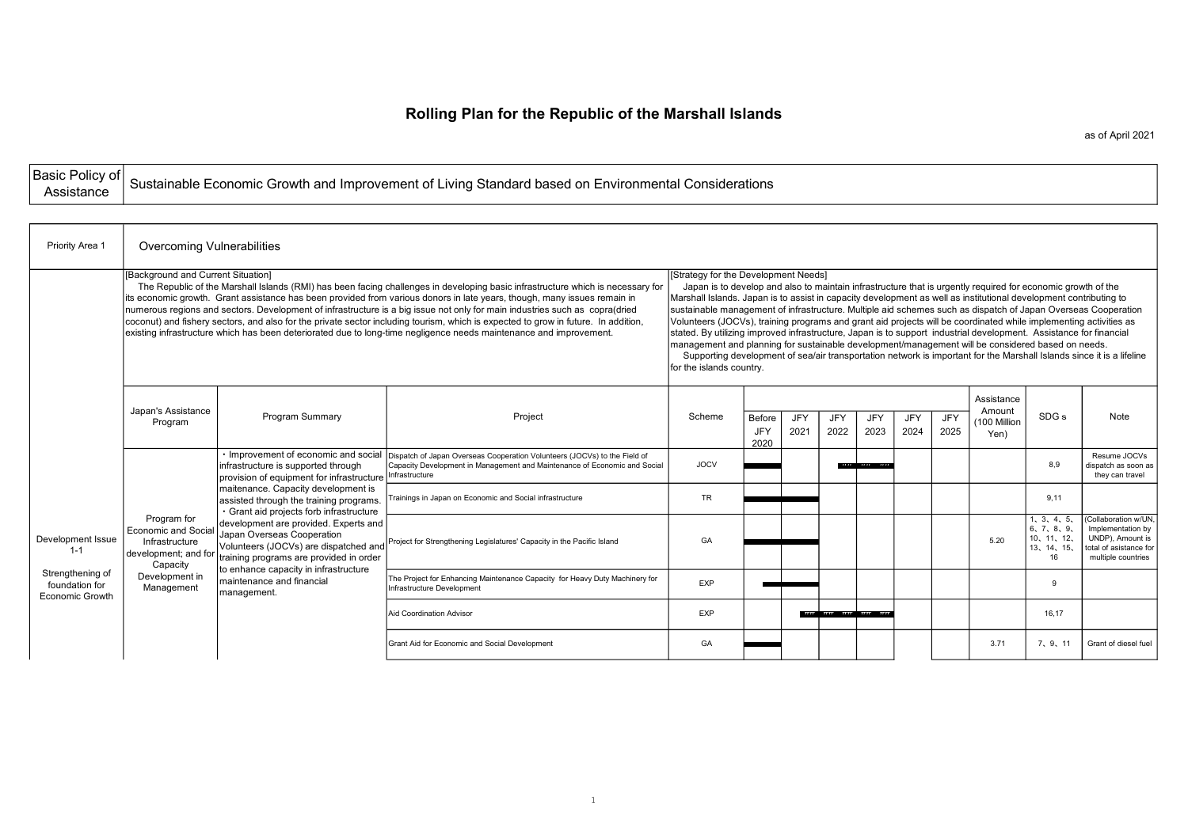# Rolling Plan for the Republic of the Marshall Islands

as of April 2021

| Basic Policy of Assistance | Sustainable Economic Growth and Improvement of Living Standard based on Environmental Considerations |
|---|---|

| Priority Area 1 | Overcoming Vulnerabilities |
|---|---|

**[Background and Current Situation]**

The Republic of the Marshall Islands (RMI) has been facing challenges in developing basic infrastructure which is necessary for its economic growth. Grant assistance has been provided from various donors in late years, though, many issues remain in numerous regions and sectors. Development of infrastructure is a big issue not only for main industries such as copra(dried coconut) and fishery sectors, and also for the private sector including tourism, which is expected to grow in future. In addition, existing infrastructure which has been deteriorated due to long-time negligence needs maintenance and improvement.

**[Strategy for the Development Needs]**

Japan is to develop and also to maintain infrastructure that is urgently required for economic growth of the Marshall Islands. Japan is to assist in capacity development as well as institutional development contributing to sustainable management of infrastructure. Multiple aid schemes such as dispatch of Japan Overseas Cooperation Volunteers (JOCVs), training programs and grant aid projects will be coordinated while implementing activities as stated. By utilizing improved infrastructure, Japan is to support industrial development. Assistance for financial management and planning for sustainable development/management will be considered based on needs.

Supporting development of sea/air transportation network is important for the Marshall Islands since it is a lifeline for the islands country.

| Development Issue | Japan's Assistance Program | Program Summary | Project | Scheme | Before JFY 2020 | JFY 2021 | JFY 2022 | JFY 2023 | JFY 2024 | JFY 2025 | Assistance Amount (100 Million Yen) | SDG s | Note |
|---|---|---|---|---|---|---|---|---|---|---|---|---|---|
| Development Issue 1-1 Strengthening of foundation for Economic Growth | Program for Economic and Social Infrastructure development; and for Capacity Development in Management | ・Improvement of economic and social infrastructure is supported through provision of equipment for infrastructure maitenance. Capacity development is assisted through the training programs. ・Grant aid projects forb infrastructure development are provided. Experts and Japan Overseas Cooperation Volunteers (JOCVs) are dispatched and training programs are provided in order to enhance capacity in infrastructure maintenance and financial management. | Dispatch of Japan Overseas Cooperation Volunteers (JOCVs) to the Field of Capacity Development in Management and Maintenance of Economic and Social Infrastructure | JOCV | | | | | | | | 8,9 | Resume JOCVs dispatch as soon as they can travel |
| | | | Trainings in Japan on Economic and Social infrastructure | TR | | | | | | | | 9,11 | |
| | | | Project for Strengthening Legislatures' Capacity in the Pacific Island | GA | | | | | | | 5.20 | 1、3、4、5、6、7、8、9、10、11、12、13、14、15、16 | (Collaboration w/UN, Implementation by UNDP), Amount is total of asistance for multiple countries |
| | | | The Project for Enhancing Maintenance Capacity for Heavy Duty Machinery for Infrastructure Development | EXP | | | | | | | | 9 | |
| | | | Aid Coordination Advisor | EXP | | | | | | | | 16,17 | |
| | | | Grant Aid for Economic and Social Development | GA | | | | | | | 3.71 | 7、9、11 | Grant of diesel fuel |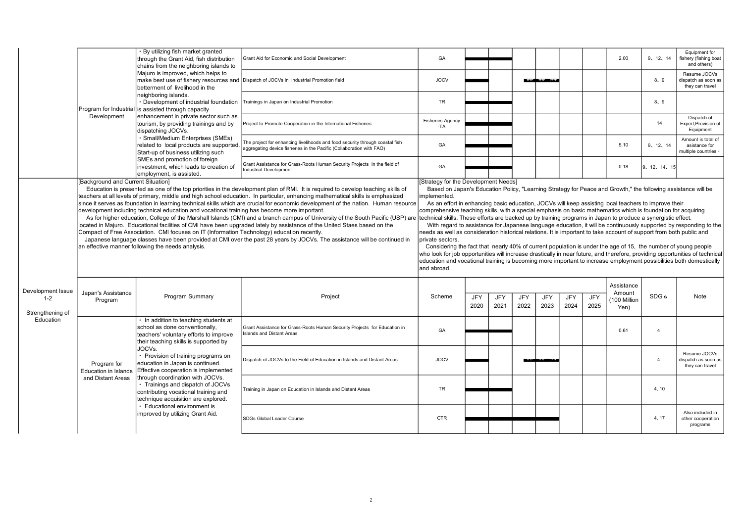| Development Issue | Japan's Assistance Program | Program Summary | Project | Scheme | JFY 2020 | JFY 2021 | JFY 2022 | JFY 2023 | JFY 2024 | JFY 2025 | Assistance Amount (100 Million Yen) | SDG s | Note |
|---|---|---|---|---|---|---|---|---|---|---|---|---|---|
| | Program for Industrial Development | ・By utilizing fish market granted through the Grant Aid, fish distribution chains from the neighboring islands to Majuro is improved, which helps to make best use of fishery resources and betterment of livelihood in the neighboring islands. ・Development of industrial foundation is assisted through capacity enhancement in private sector such as tourism, by providing trainings and by dispatching JOCVs. ・Small/Medium Enterprises (SMEs) related to local products are supported. Start-up of business utilizing such SMEs and promotion of foreign investment, which leads to creation of employment, is assisted. | Grant Aid for Economic and Social Development | GA | | | | | | | 2.00 | 9、12、14 | Equipment for fishery (fishing boat and others) |
| | | | Dispatch of JOCVs in Industrial Promotion field | JOCV | | | | | | | | 8、9 | Resume JOCVs dispatch as soon as they can travel |
| | | | Trainings in Japan on Industrial Promotion | TR | | | | | | | | 8、9 | |
| | | | Project to Promote Cooperation in the International Fisheries | Fisheries Agency -TA | | | | | | | | 14 | Dispatch of Expert,Provision of Equipment |
| | | | The project for enhancing livelihoods and food security through coastal fish aggregating device fisheries in the Pacific (Collaboration with FAO) | GA | | | | | | | 5.10 | 9、12、14 | Amount is total of asistance for multiple countries・ |
| | | | Grant Assistance for Grass-Roots Human Security Projects in the field of Industrial Development | GA | | | | | | | 0.18 | 9、12、14、15 | |

**Development Issue 1-2 Strengthening of Education**

**[Background and Current Situation]**

Education is presented as one of the top priorities in the development plan of RMI. It is required to develop teaching skills of teachers at all levels of primary, middle and high school education. In particular, enhancing mathematical skills is emphasized since it serves as foundation in learning technical skills which are crucial for economic development of the nation. Human resource development including technical education and vocational training has become more important.

As for higher education, College of the Marshall Islands (CMI) and a branch campus of University of the South Pacific (USP) are located in Majuro. Educational facilities of CMI have been upgraded lately by assistance of the United Staes based on the Compact of Free Association. CMI focuses on IT (Information Technology) education recently.

Japanese language classes have been provided at CMI over the past 28 years by JOCVs. The assistance will be continued in an effective manner following the needs analysis.

**[Strategy for the Development Needs]**

Based on Japan's Education Policy, "Learning Strategy for Peace and Growth," the following assistance will be implemented.

As an effort in enhancing basic education, JOCVs will keep assisting local teachers to improve their comprehensive teaching skills, with a special emphasis on basic mathematics which is foundation for acquiring technical skills. These efforts are backed up by training programs in Japan to produce a synergistic effect.

With regard to assistance for Japanese language education, it will be continuously supported by responding to the needs as well as consideration historical relations. It is important to take account of support from both public and private sectors.

Considering the fact that nearly 40% of current population is under the age of 15, the number of young people who look for job opportunities will increase drastically in near future, and therefore, providing opportunities of technical education and vocational training is becoming more important to increase employment possibilities both domestically and abroad.

| Development Issue | Japan's Assistance Program | Program Summary | Project | Scheme | JFY 2020 | JFY 2021 | JFY 2022 | JFY 2023 | JFY 2024 | JFY 2025 | Assistance Amount (100 Million Yen) | SDG s | Note |
|---|---|---|---|---|---|---|---|---|---|---|---|---|---|
| Development Issue 1-2 Strengthening of Education | Program for Education in Islands and Distant Areas | ・In addition to teaching students at school as done conventionally, teachers' voluntary efforts to improve their teaching skills is supported by JOCVs. ・Provision of training programs on education in Japan is continued. Effective cooperation is implemented through coordination with JOCVs. ・Trainings and dispatch of JOCVs contributing vocational training and technique acquisition are explored. ・Educational environment is improved by utilizing Grant Aid. | Grant Assistance for Grass-Roots Human Security Projects for Education in Islands and Distant Areas | GA | | | | | | | 0.61 | 4 | |
| | | | Dispatch of JOCVs to the Field of Education in Islands and Distant Areas | JOCV | | | | | | | | 4 | Resume JOCVs dispatch as soon as they can travel |
| | | | Training in Japan on Education in Islands and Distant Areas | TR | | | | | | | | 4, 10 | |
| | | | SDGs Global Leader Course | CTR | | | | | | | | 4, 17 | Also included in other cooperation programs |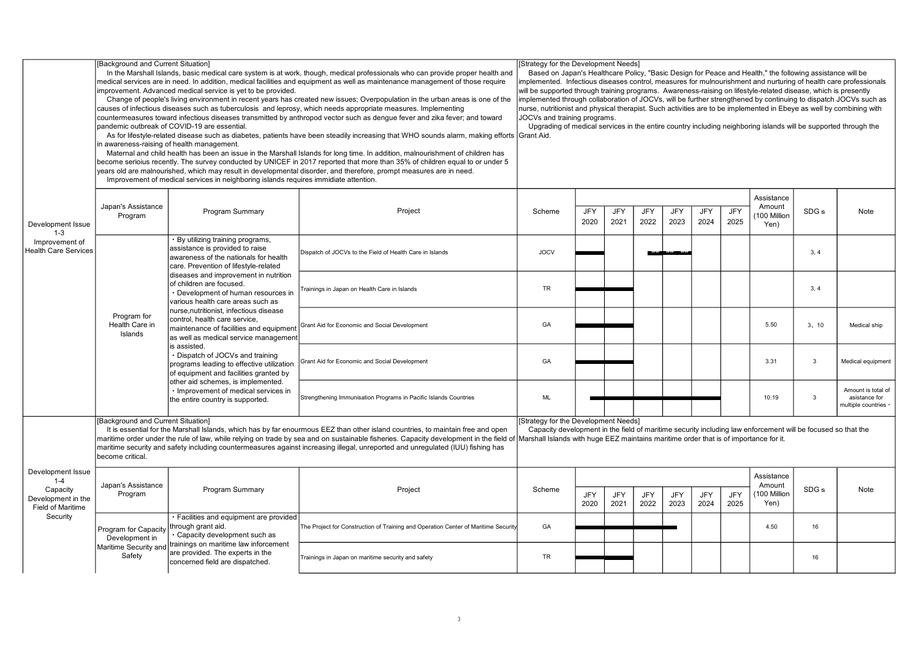## Development Issue 1-3 Improvement of Health Care Services

**[Background and Current Situation]**

In the Marshall Islands, basic medical care system is at work, though, medical professionals who can provide proper health and medical services are in need. In addition, medical facilities and equipment as well as maintenance management of those require improvement. Advanced medical service is yet to be provided.

Change of people's living environment in recent years has created new issues; Overpopulation in the urban areas is one of the causes of infectious diseases such as tuberculosis and leprosy, which needs appropriate measures. Implementing countermeasures toward infectious diseases transmitted by anthropod vector such as dengue fever and zika fever; and toward pandemic outbreak of COVID-19 are essential.

As for lifestyle-related disease such as diabetes, patients have been steadily increasing that WHO sounds alarm, making efforts in awareness-raising of health management.

Maternal and child health has been an issue in the Marshall Islands for long time. In addition, malnourishment of children has become serioius recently. The survey conducted by UNICEF in 2017 reported that more than 35% of children equal to or under 5 years old are malnourished, which may result in developmental disorder, and therefore, prompt measures are in need.

Improvement of medical services in neighboring islands requires immidiate attention.

**[Strategy for the Development Needs]**

Based on Japan's Healthcare Policy, "Basic Design for Peace and Health," the following assistance will be implemented. Infectious diseases control, measures for mulnourishment and nurturing of health care professionals will be supported through training programs. Awareness-raising on lifestyle-related disease, which is presently implemented through collaboration of JOCVs, will be further strengthened by continuing to dispatch JOCVs such as nurse, nutritionist and physical therapist. Such activities are to be implemented in Ebeye as well by combining with JOCVs and training programs.

Upgrading of medical services in the entire country including neighboring islands will be supported through the Grant Aid.

| Japan's Assistance Program | Program Summary | Project | Scheme | JFY 2020 | JFY 2021 | JFY 2022 | JFY 2023 | JFY 2024 | JFY 2025 | Assistance Amount (100 Million Yen) | SDG s | Note |
|---|---|---|---|---|---|---|---|---|---|---|---|---|
| Program for Health Care in Islands | ・By utilizing training programs, assistance is provided to raise awareness of the nationals for health care. Prevention of lifestyle-related diseases and improvement in nutrition of children are focused.<br>・Development of human resources in various health care areas such as nurse,nutritionist, infectious disease control, health care service, maintenance of facilities and equipment as well as medical service management is assisted.<br>・Dispatch of JOCVs and training programs leading to effective utilization of equipment and facilities granted by other aid schemes, is implemented.<br>・Improvement of medical services in the entire country is supported. | Dispatch of JOCVs to the Field of Health Care in Islands | JOCV | ■ | | ■ | ■ | | | | 3, 4 | |
| | | Trainings in Japan on Health Care in Islands | TR | ■ | ■ | | | | | | 3, 4 | |
| | | Grant Aid for Economic and Social Development | GA | ■ | ■ | | | | | 5.50 | 3、10 | Medical ship |
| | | Grant Aid for Economic and Social Development | GA | ■ | ■ | | | | | 3.31 | 3 | Medical equipment |
| | | Strengthening Immunisation Programs in Pacific Islands Countries | ML | ■ | ■ | ■ | ■ | ■ | | 10.19 | 3 | Amount is total of assistance for multiple countries・ |

## Development Issue 1-4 Capacity Development in the Field of Maritime Security

**[Background and Current Situation]**

It is essential for the Marshall Islands, which has by far enourmous EEZ than other island countries, to maintain free and open maritime order under the rule of law, while relying on trade by sea and on sustainable fisheries. Capacity development in the field of maritime security and safety including countermeasures against increasing illegal, unreported and unregulated (IUU) fishing has become critical.

**[Strategy for the Development Needs]**

Capacity development in the field of maritime security including law enforcement will be focused so that the Marshall Islands with huge EEZ maintains maritime order that is of importance for it.

| Japan's Assistance Program | Program Summary | Project | Scheme | JFY 2020 | JFY 2021 | JFY 2022 | JFY 2023 | JFY 2024 | JFY 2025 | Assistance Amount (100 Million Yen) | SDG s | Note |
|---|---|---|---|---|---|---|---|---|---|---|---|---|
| Program for Capacity Development in Maritime Security and Safety | ・Facilities and equipment are provided through grant aid.<br>・Capacity development such as trainings on maritime law inforcement are provided. The experts in the concerned field are dispatched. | The Project for Construction of Training and Operation Center of Maritime Security | GA | ■ | ■ | ■ | ■ | | | 4.50 | 16 | |
| | | Trainings in Japan on maritime security and safety | TR | ■ | ■ | | | | | | 16 | |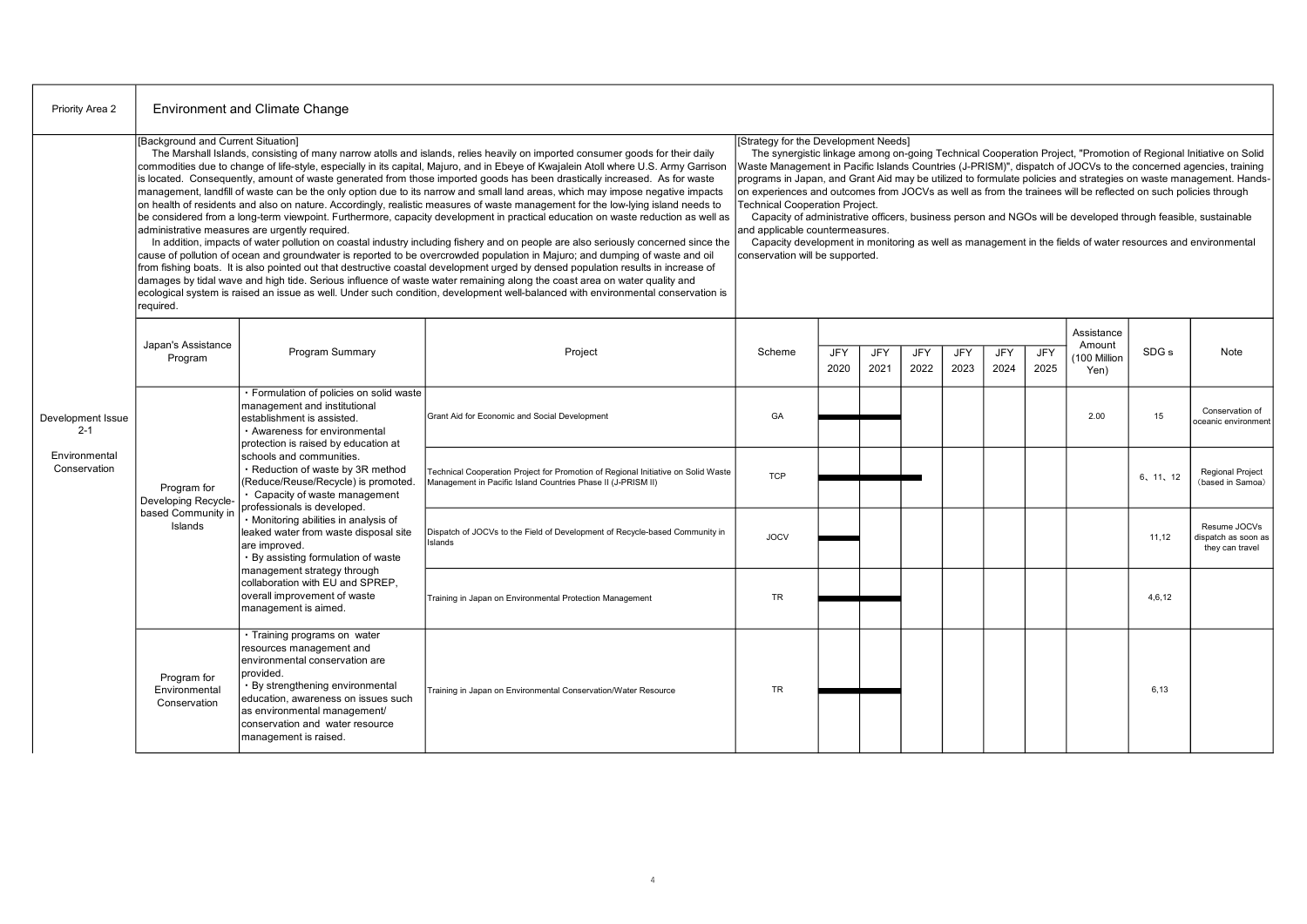| Priority Area 2 | Environment and Climate Change |
|---|---|

**[Background and Current Situation]**

The Marshall Islands, consisting of many narrow atolls and islands, relies heavily on imported consumer goods for their daily commodities due to change of life-style, especially in its capital, Majuro, and in Ebeye of Kwajalein Atoll where U.S. Army Garrison is located. Consequently, amount of waste generated from those imported goods has been drastically increased. As for waste management, landfill of waste can be the only option due to its narrow and small land areas, which may impose negative impacts on health of residents and also on nature. Accordingly, realistic measures of waste management for the low-lying island needs to be considered from a long-term viewpoint. Furthermore, capacity development in practical education on waste reduction as well as administrative measures are urgently required.

In addition, impacts of water pollution on coastal industry including fishery and on people are also seriously concerned since the cause of pollution of ocean and groundwater is reported to be overcrowded population in Majuro; and dumping of waste and oil from fishing boats. It is also pointed out that destructive coastal development urged by densed population results in increase of damages by tidal wave and high tide. Serious influence of waste water remaining along the coast area on water quality and ecological system is raised an issue as well. Under such condition, development well-balanced with environmental conservation is required.

**[Strategy for the Development Needs]**

The synergistic linkage among on-going Technical Cooperation Project, "Promotion of Regional Initiative on Solid Waste Management in Pacific Islands Countries (J-PRISM)", dispatch of JOCVs to the concerned agencies, training programs in Japan, and Grant Aid may be utilized to formulate policies and strategies on waste management. Hands-on experiences and outcomes from JOCVs as well as from the trainees will be reflected on such policies through Technical Cooperation Project.

Capacity of administrative officers, business person and NGOs will be developed through feasible, sustainable and applicable countermeasures.

Capacity development in monitoring as well as management in the fields of water resources and environmental conservation will be supported.

| Development Issue | Japan's Assistance Program | Program Summary | Project | Scheme | JFY 2020 | JFY 2021 | JFY 2022 | JFY 2023 | JFY 2024 | JFY 2025 | Assistance Amount (100 Million Yen) | SDG s | Note |
|---|---|---|---|---|---|---|---|---|---|---|---|---|---|
| Development Issue 2-1<br><br>Environmental Conservation | Program for Developing Recycle-based Community in Islands | ・Formulation of policies on solid waste management and institutional establishment is assisted.<br>・Awareness for environmental protection is raised by education at schools and communities.<br>・Reduction of waste by 3R method (Reduce/Reuse/Recycle) is promoted.<br>・ Capacity of waste management professionals is developed.<br>・Monitoring abilities in analysis of leaked water from waste disposal site are improved.<br>・By assisting formulation of waste management strategy through collaboration with EU and SPREP, overall improvement of waste management is aimed. | Grant Aid for Economic and Social Development | GA | ■ | ■ | | | | | 2.00 | 15 | Conservation of oceanic environment |
| | | | Technical Cooperation Project for Promotion of Regional Initiative on Solid Waste Management in Pacific Island Countries Phase II (J-PRISM II) | TCP | ■ | ■ | ■ | | | | | 6、11、12 | Regional Project（based in Samoa） |
| | | | Dispatch of JOCVs to the Field of Development of Recycle-based Community in Islands | JOCV | ■ | | | | | | | 11,12 | Resume JOCVs dispatch as soon as they can travel |
| | | | Training in Japan on Environmental Protection Management | TR | ■ | ■ | | | | | | 4,6,12 | |
| | Program for Environmental Conservation | ・Training programs on water resources management and environmental conservation are provided.<br>・By strengthening environmental education, awareness on issues such as environmental management/ conservation and water resource management is raised. | Training in Japan on Environmental Conservation/Water Resource | TR | ■ | ■ | | | | | | 6,13 | |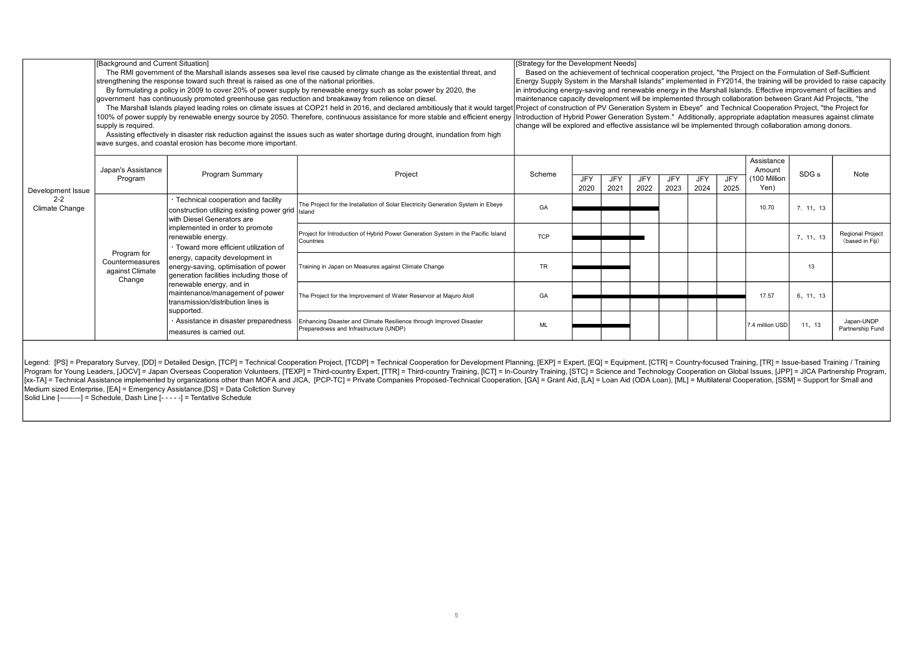| Development Issue | [Background and Current Situation] | | | [Strategy for the Development Needs] | | | | | | | | | |
|---|---|---|---|---|---|---|---|---|---|---|---|---|---|
| Development Issue 2-2 Climate Change | The RMI government of the Marshall islands asseses sea level rise caused by climate change as the existential threat, and strengthening the response toward such threat is raised as one of the national priorities. By formulating a policy in 2009 to cover 20% of power supply by renewable energy such as solar power by 2020, the government has continuously promoted greenhouse gas reduction and breakaway from relience on diesel. The Marshall Islands played leading roles on climate issues at COP21 held in 2016, and declared ambitiously that it would target 100% of power supply by renewable energy source by 2050. Therefore, continuous assistance for more stable and efficient energy supply is required. Assisting effectively in disaster risk reduction against the issues such as water shortage during drought, inundation from high wave surges, and coastal erosion has become more important. | | | Based on the achievement of technical cooperation project, "the Project on the Formulation of Self-Sufficient Energy Supply System in the Marshall Islands" implemented in FY2014, the training will be provided to raise capacity in introducing energy-saving and renewable energy in the Marshall Islands. Effective improvement of facilities and maintenance capacity development will be implemented through collaboration between Grant Aid Projects, "the Project of construction of PV Generation System in Ebeye" and Technical Cooperation Project, "the Project for Introduction of Hybrid Power Generation System." Additionally, appropriate adaptation measures against climate change will be explored and effective assistance wil be implemented through collaboration among donors. | | | | | | | | | |
| | Japan's Assistance Program | Program Summary | Project | Scheme | JFY 2020 | JFY 2021 | JFY 2022 | JFY 2023 | JFY 2024 | JFY 2025 | Assistance Amount (100 Million Yen) | SDG s | Note |
| | Program for Countermeasures against Climate Change | ・Technical cooperation and facility construction utilizing existing power grid with Diesel Generators are implemented in order to promote renewable energy. ・Toward more efficient utilization of energy, capacity development in energy-saving, optimisation of power generation facilities including those of renewable energy, and in maintenance/management of power transmission/distribution lines is supported. ・Assistance in disaster preparedness measures is carried out. | The Project for the Installation of Solar Electricity Generation System in Ebeye Island | GA | ━ | ━ | ━ | | | | 10.70 | 7、11、13 | |
| | | | Project for Introduction of Hybrid Power Generation System in the Pacific Island Countries | TCP | ━ | ━ | ━ | | | | | 7、11、13 | Regional Project (based in Fiji) |
| | | | Training in Japan on Measures against Climate Change | TR | ━ | ━ | | | | | | 13 | |
| | | | The Project for the Improvement of Water Reservoir at Majuro Atoll | GA | ━ | ━ | ━ | ━ | ━ | ━ | 17.57 | 6、11、13 | |
| | | | Enhancing Disaster and Climate Resilience through Improved Disaster Preparedness and Infrastructure (UNDP) | ML | ━ | ━ | | | | | 7.4 million USD | 11、13 | Japan-UNDP Partnership Fund |

Legend: [PS] = Preparatory Survey, [DD] = Detailed Design, [TCP] = Technical Cooperation Project, [TCDP] = Technical Cooperation for Development Planning, [EXP] = Expert, [EQ] = Equipment, [CTR] = Country-focused Training, [TR] = Issue-based Training / Training Program for Young Leaders, [JOCV] = Japan Overseas Cooperation Volunteers, [TEXP] = Third-country Expert, [TTR] = Third-country Training, [ICT] = In-Country Training, [STC] = Science and Technology Cooperation on Global Issues, [JPP] = JICA Partnership Program, [xx-TA] = Technical Assistance implemented by organizations other than MOFA and JICA, [PCP-TC] = Private Companies Proposed-Technical Cooperation, [GA] = Grant Aid, [LA] = Loan Aid (ODA Loan), [ML] = Multilateral Cooperation, [SSM] = Support for Small and Medium sized Enterprise, [EA] = Emergency Assistance,[DS] = Data Collction Survey
Solid Line [———] = Schedule, Dash Line [- - - - -] = Tentative Schedule